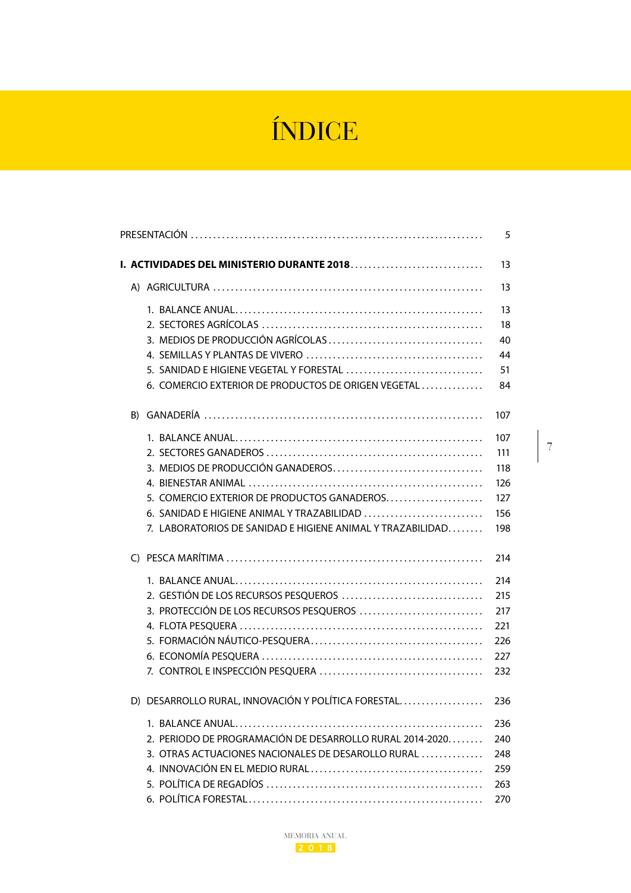# ÍNDICE

| | |
|---|---|
| PRESENTACIÓN | 5 |
| **I. ACTIVIDADES DEL MINISTERIO DURANTE 2018** | 13 |
| A) AGRICULTURA | 13 |
| 1. BALANCE ANUAL | 13 |
| 2. SECTORES AGRÍCOLAS | 18 |
| 3. MEDIOS DE PRODUCCIÓN AGRÍCOLAS | 40 |
| 4. SEMILLAS Y PLANTAS DE VIVERO | 44 |
| 5. SANIDAD E HIGIENE VEGETAL Y FORESTAL | 51 |
| 6. COMERCIO EXTERIOR DE PRODUCTOS DE ORIGEN VEGETAL | 84 |
| B) GANADERÍA | 107 |
| 1. BALANCE ANUAL | 107 |
| 2. SECTORES GANADEROS | 111 |
| 3. MEDIOS DE PRODUCCIÓN GANADEROS | 118 |
| 4. BIENESTAR ANIMAL | 126 |
| 5. COMERCIO EXTERIOR DE PRODUCTOS GANADEROS | 127 |
| 6. SANIDAD E HIGIENE ANIMAL Y TRAZABILIDAD | 156 |
| 7. LABORATORIOS DE SANIDAD E HIGIENE ANIMAL Y TRAZABILIDAD | 198 |
| C) PESCA MARÍTIMA | 214 |
| 1. BALANCE ANUAL | 214 |
| 2. GESTIÓN DE LOS RECURSOS PESQUEROS | 215 |
| 3. PROTECCIÓN DE LOS RECURSOS PESQUEROS | 217 |
| 4. FLOTA PESQUERA | 221 |
| 5. FORMACIÓN NÁUTICO-PESQUERA | 226 |
| 6. ECONOMÍA PESQUERA | 227 |
| 7. CONTROL E INSPECCIÓN PESQUERA | 232 |
| D) DESARROLLO RURAL, INNOVACIÓN Y POLÍTICA FORESTAL | 236 |
| 1. BALANCE ANUAL | 236 |
| 2. PERIODO DE PROGRAMACIÓN DE DESARROLLO RURAL 2014-2020 | 240 |
| 3. OTRAS ACTUACIONES NACIONALES DE DESAROLLO RURAL | 248 |
| 4. INNOVACIÓN EN EL MEDIO RURAL | 259 |
| 5. POLÍTICA DE REGADÍOS | 263 |
| 6. POLÍTICA FORESTAL | 270 |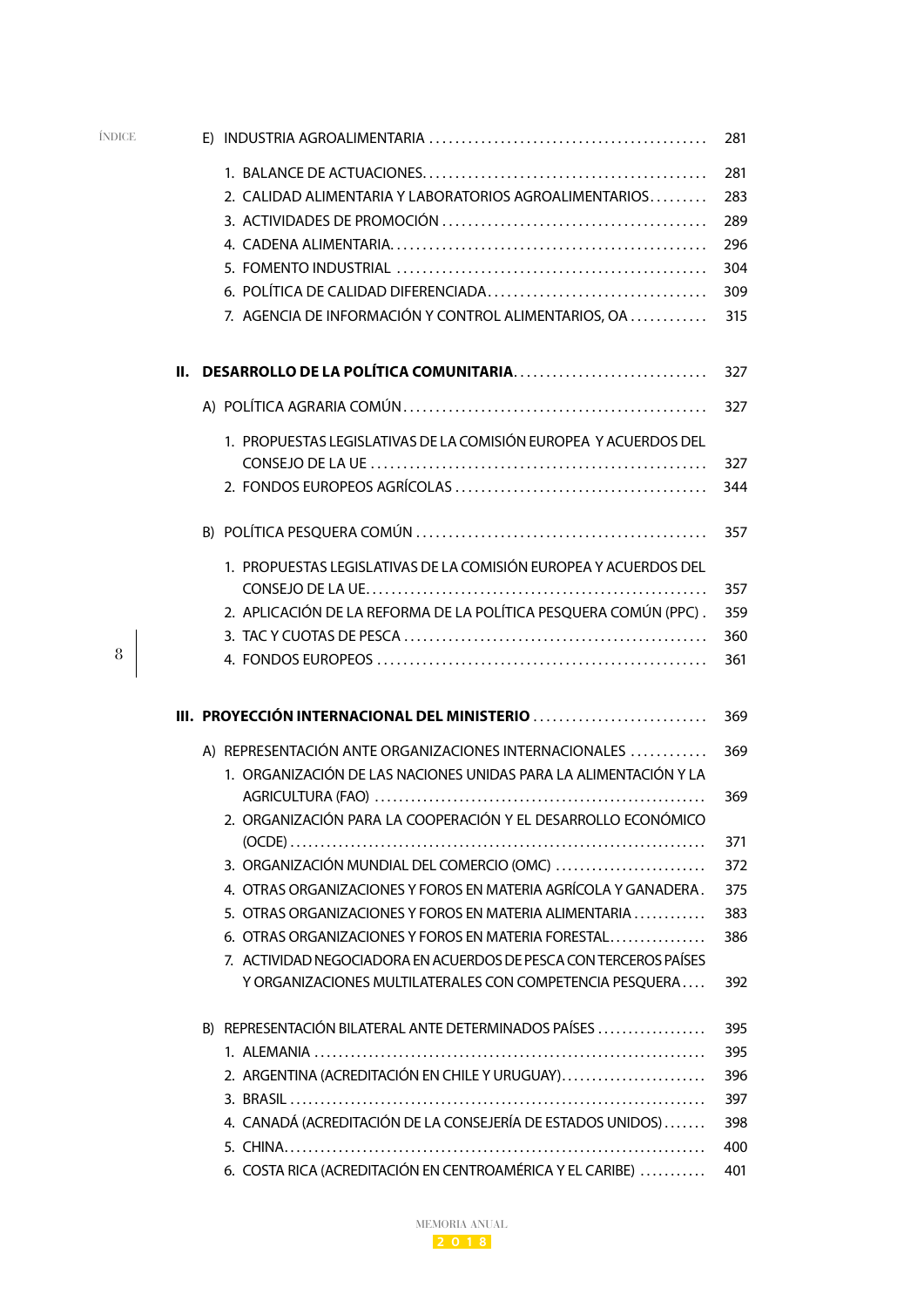E) INDUSTRIA AGROALIMENTARIA .......................................... 281

1. BALANCE DE ACTUACIONES........................................... 281
2. CALIDAD ALIMENTARIA Y LABORATORIOS AGROALIMENTARIOS......... 283
3. ACTIVIDADES DE PROMOCIÓN ........................................ 289
4. CADENA ALIMENTARIA................................................ 296
5. FOMENTO INDUSTRIAL ............................................... 304
6. POLÍTICA DE CALIDAD DIFERENCIADA................................. 309
7. AGENCIA DE INFORMACIÓN Y CONTROL ALIMENTARIOS, OA ............ 315

**II. DESARROLLO DE LA POLÍTICA COMUNITARIA**............................. 327

A) POLÍTICA AGRARIA COMÚN............................................... 327

1. PROPUESTAS LEGISLATIVAS DE LA COMISIÓN EUROPEA Y ACUERDOS DEL CONSEJO DE LA UE .................................................. 327
2. FONDOS EUROPEOS AGRÍCOLAS ...................................... 344

B) POLÍTICA PESQUERA COMÚN ............................................ 357

1. PROPUESTAS LEGISLATIVAS DE LA COMISIÓN EUROPEA Y ACUERDOS DEL CONSEJO DE LA UE.................................................... 357
2. APLICACIÓN DE LA REFORMA DE LA POLÍTICA PESQUERA COMÚN (PPC) . 359
3. TAC Y CUOTAS DE PESCA ............................................... 360
4. FONDOS EUROPEOS .................................................. 361

**III. PROYECCIÓN INTERNACIONAL DEL MINISTERIO** .......................... 369

A) REPRESENTACIÓN ANTE ORGANIZACIONES INTERNACIONALES ........... 369

1. ORGANIZACIÓN DE LAS NACIONES UNIDAS PARA LA ALIMENTACIÓN Y LA AGRICULTURA (FAO) ..................................................... 369
2. ORGANIZACIÓN PARA LA COOPERACIÓN Y EL DESARROLLO ECONÓMICO (OCDE) ................................................................... 371
3. ORGANIZACIÓN MUNDIAL DEL COMERCIO (OMC) ........................ 372
4. OTRAS ORGANIZACIONES Y FOROS EN MATERIA AGRÍCOLA Y GANADERA. 375
5. OTRAS ORGANIZACIONES Y FOROS EN MATERIA ALIMENTARIA ........... 383
6. OTRAS ORGANIZACIONES Y FOROS EN MATERIA FORESTAL................ 386
7. ACTIVIDAD NEGOCIADORA EN ACUERDOS DE PESCA CON TERCEROS PAÍSES Y ORGANIZACIONES MULTILATERALES CON COMPETENCIA PESQUERA.... 392

B) REPRESENTACIÓN BILATERAL ANTE DETERMINADOS PAÍSES ................. 395

1. ALEMANIA ............................................................... 395
2. ARGENTINA (ACREDITACIÓN EN CHILE Y URUGUAY)........................ 396
3. BRASIL .................................................................. 397
4. CANADÁ (ACREDITACIÓN DE LA CONSEJERÍA DE ESTADOS UNIDOS) ....... 398
5. CHINA.................................................................... 400
6. COSTA RICA (ACREDITACIÓN EN CENTROAMÉRICA Y EL CARIBE) ........... 401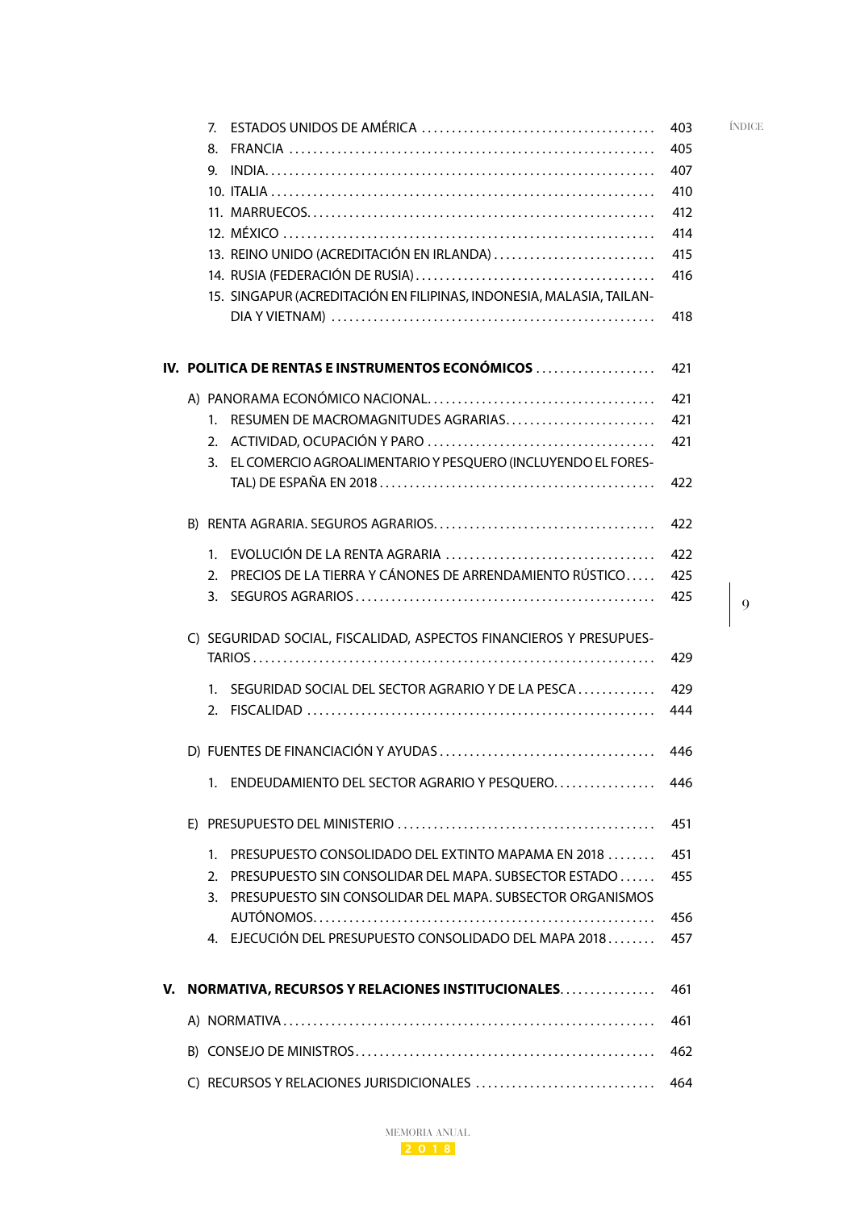7. ESTADOS UNIDOS DE AMÉRICA .......................................... 403
8. FRANCIA .......................................................................... 405
9. INDIA................................................................................ 407
10. ITALIA ............................................................................. 410
11. MARRUECOS.................................................................. 412
12. MÉXICO .......................................................................... 414
13. REINO UNIDO (ACREDITACIÓN EN IRLANDA) ............................ 415
14. RUSIA (FEDERACIÓN DE RUSIA) ........................................ 416
15. SINGAPUR (ACREDITACIÓN EN FILIPINAS, INDONESIA, MALASIA, TAILANDIA Y VIETNAM) ............................................................ 418

**IV. POLITICA DE RENTAS E INSTRUMENTOS ECONÓMICOS** .................... 421

A) PANORAMA ECONÓMICO NACIONAL........................................ 421

1. RESUMEN DE MACROMAGNITUDES AGRARIAS........................ 421
2. ACTIVIDAD, OCUPACIÓN Y PARO ........................................ 421
3. EL COMERCIO AGROALIMENTARIO Y PESQUERO (INCLUYENDO EL FORESTAL) DE ESPAÑA EN 2018 ............................................. 422

B) RENTA AGRARIA. SEGUROS AGRARIOS........................................ 422

1. EVOLUCIÓN DE LA RENTA AGRARIA .................................... 422
2. PRECIOS DE LA TIERRA Y CÁNONES DE ARRENDAMIENTO RÚSTICO..... 425
3. SEGUROS AGRARIOS ......................................................... 425

C) SEGURIDAD SOCIAL, FISCALIDAD, ASPECTOS FINANCIEROS Y PRESUPUESTARIOS .................................................................. 429

1. SEGURIDAD SOCIAL DEL SECTOR AGRARIO Y DE LA PESCA ............ 429
2. FISCALIDAD ......................................................................... 444

D) FUENTES DE FINANCIACIÓN Y AYUDAS ........................................ 446

1. ENDEUDAMIENTO DEL SECTOR AGRARIO Y PESQUERO................ 446

E) PRESUPUESTO DEL MINISTERIO .................................................. 451

1. PRESUPUESTO CONSOLIDADO DEL EXTINTO MAPAMA EN 2018 ........ 451
2. PRESUPUESTO SIN CONSOLIDAR DEL MAPA. SUBSECTOR ESTADO ...... 455
3. PRESUPUESTO SIN CONSOLIDAR DEL MAPA. SUBSECTOR ORGANISMOS AUTÓNOMOS........................................................................ 456
4. EJECUCIÓN DEL PRESUPUESTO CONSOLIDADO DEL MAPA 2018........ 457

**V. NORMATIVA, RECURSOS Y RELACIONES INSTITUCIONALES**................ 461

A) NORMATIVA............................................................................. 461

B) CONSEJO DE MINISTROS.............................................................. 462

C) RECURSOS Y RELACIONES JURISDICIONALES ................................ 464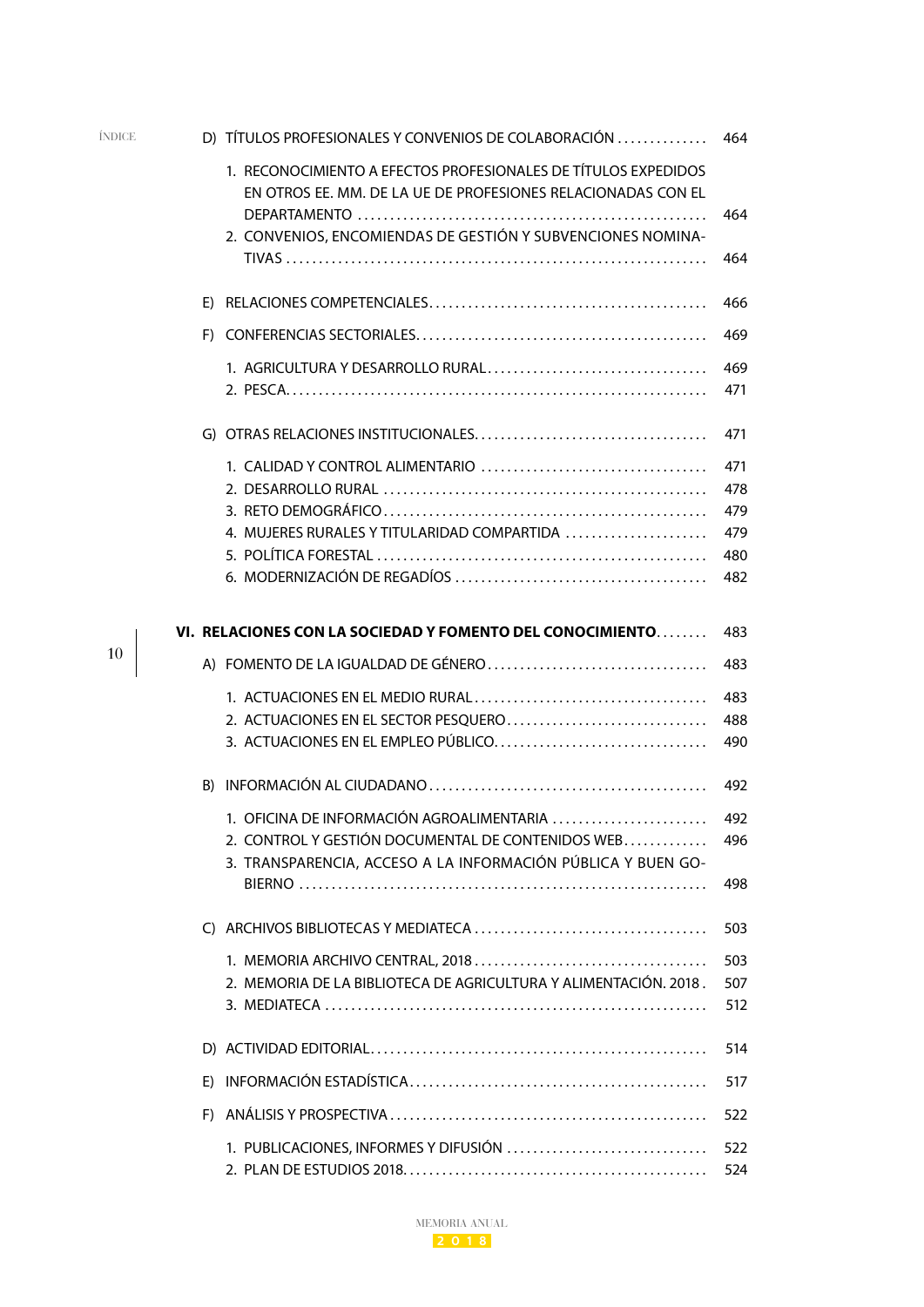D) TÍTULOS PROFESIONALES Y CONVENIOS DE COLABORACIÓN ............. 464

1. RECONOCIMIENTO A EFECTOS PROFESIONALES DE TÍTULOS EXPEDIDOS EN OTROS EE. MM. DE LA UE DE PROFESIONES RELACIONADAS CON EL DEPARTAMENTO ............................................................. 464
2. CONVENIOS, ENCOMIENDAS DE GESTIÓN Y SUBVENCIONES NOMINATIVAS ................................................................. 464

E) RELACIONES COMPETENCIALES.......................................... 466

F) CONFERENCIAS SECTORIALES............................................ 469

1. AGRICULTURA Y DESARROLLO RURAL................................. 469
2. PESCA................................................................ 471

G) OTRAS RELACIONES INSTITUCIONALES................................... 471

1. CALIDAD Y CONTROL ALIMENTARIO .................................. 471
2. DESARROLLO RURAL ................................................. 478
3. RETO DEMOGRÁFICO................................................. 479
4. MUJERES RURALES Y TITULARIDAD COMPARTIDA ...................... 479
5. POLÍTICA FORESTAL .................................................. 480
6. MODERNIZACIÓN DE REGADÍOS ...................................... 482

**VI. RELACIONES CON LA SOCIEDAD Y FOMENTO DEL CONOCIMIENTO**........ 483

A) FOMENTO DE LA IGUALDAD DE GÉNERO................................. 483

1. ACTUACIONES EN EL MEDIO RURAL................................... 483
2. ACTUACIONES EN EL SECTOR PESQUERO.............................. 488
3. ACTUACIONES EN EL EMPLEO PÚBLICO................................ 490

B) INFORMACIÓN AL CIUDADANO.......................................... 492

1. OFICINA DE INFORMACIÓN AGROALIMENTARIA ........................ 492
2. CONTROL Y GESTIÓN DOCUMENTAL DE CONTENIDOS WEB............. 496
3. TRANSPARENCIA, ACCESO A LA INFORMACIÓN PÚBLICA Y BUEN GOBIERNO ............................................................. 498

C) ARCHIVOS BIBLIOTECAS Y MEDIATECA ................................... 503

1. MEMORIA ARCHIVO CENTRAL, 2018................................... 503
2. MEMORIA DE LA BIBLIOTECA DE AGRICULTURA Y ALIMENTACIÓN. 2018 . 507
3. MEDIATECA ......................................................... 512

D) ACTIVIDAD EDITORIAL.................................................. 514

E) INFORMACIÓN ESTADÍSTICA............................................. 517

F) ANÁLISIS Y PROSPECTIVA ................................................ 522

1. PUBLICACIONES, INFORMES Y DIFUSIÓN .............................. 522
2. PLAN DE ESTUDIOS 2018.............................................. 524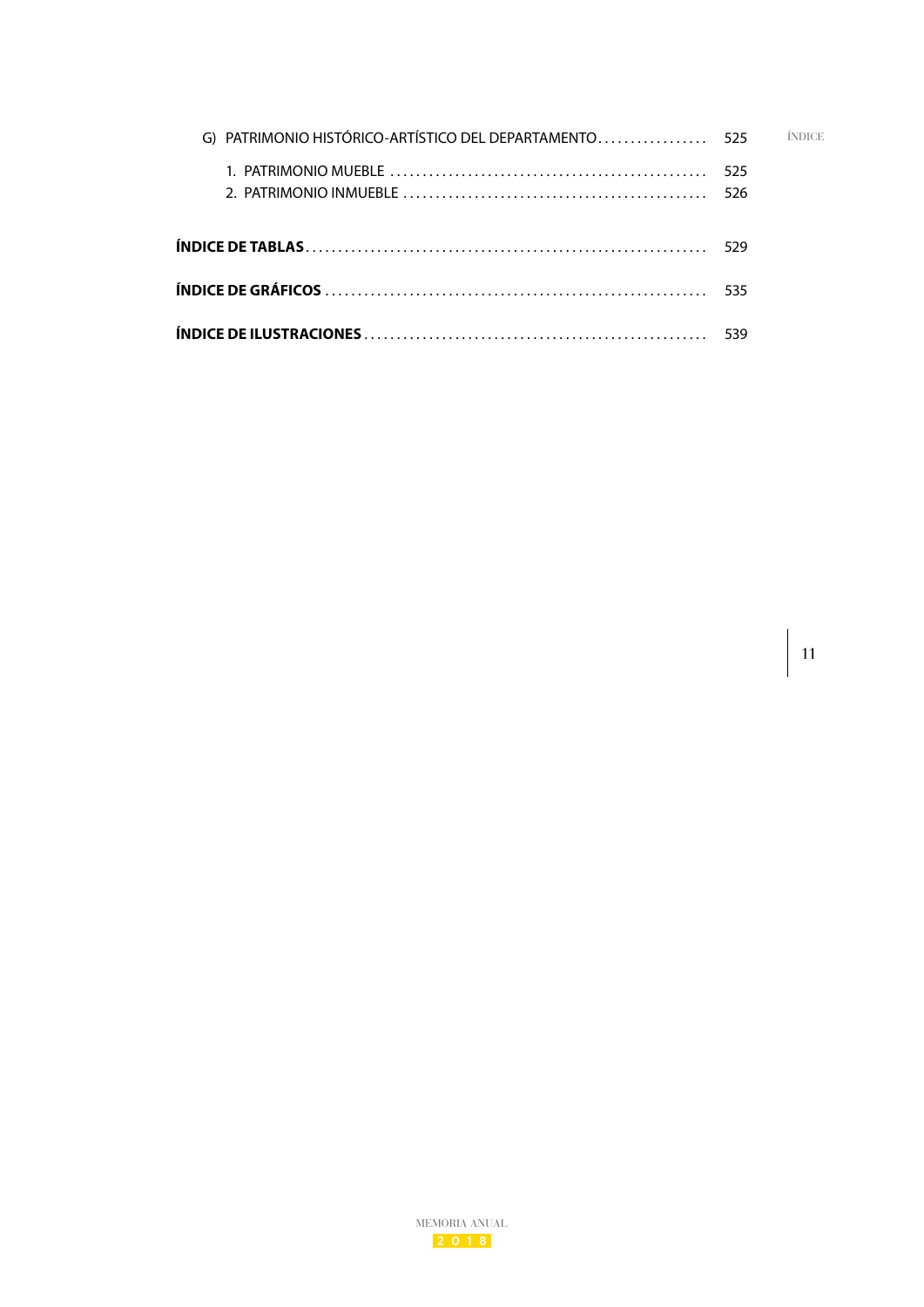G) PATRIMONIO HISTÓRICO-ARTÍSTICO DEL DEPARTAMENTO ................. 525

1. PATRIMONIO MUEBLE ................................................ 525
2. PATRIMONIO INMUEBLE .............................................. 526

**ÍNDICE DE TABLAS** ............................................................ 529

**ÍNDICE DE GRÁFICOS** .......................................................... 535

**ÍNDICE DE ILUSTRACIONES** ................................................... 539